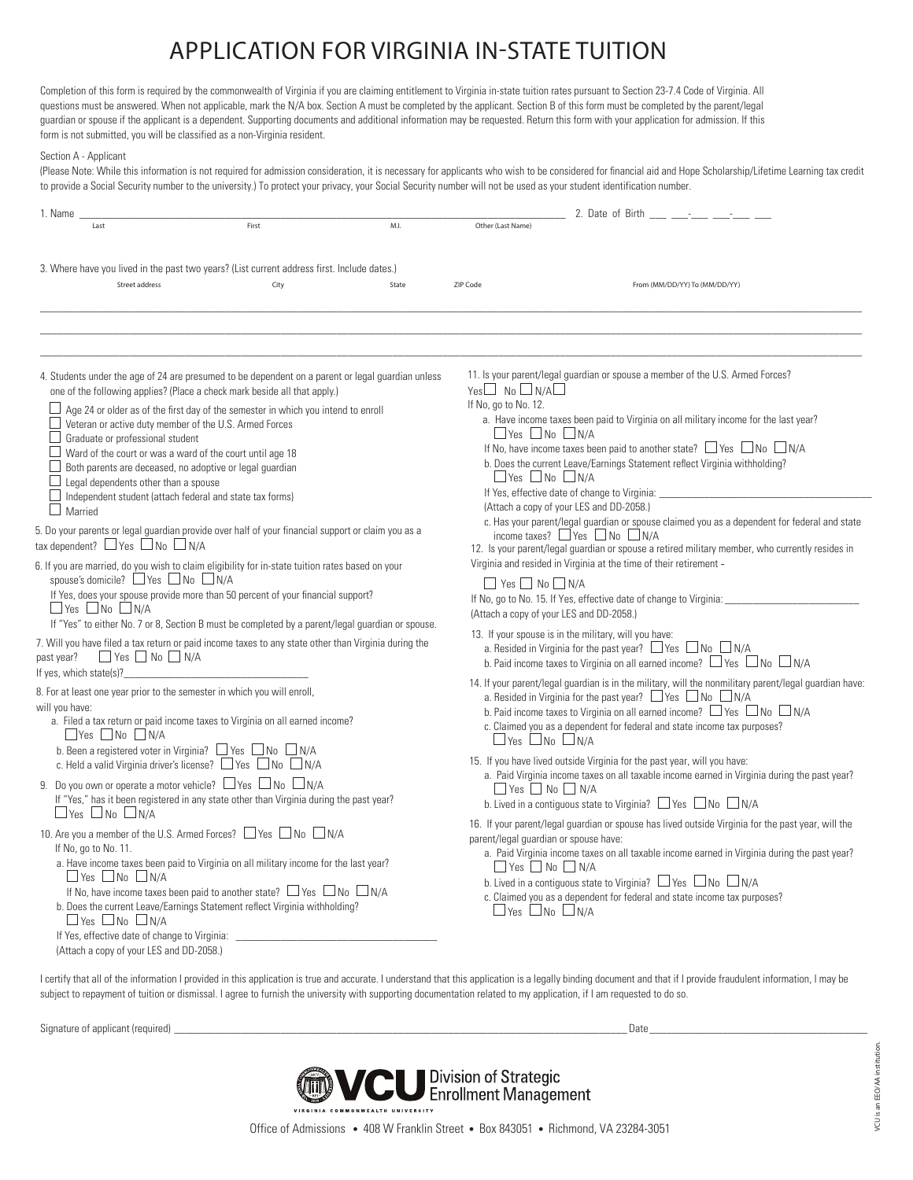# APPLICATION FOR VIRGINIA IN-STATE TUITION

Completion of this form is required by the commonwealth of Virginia if you are claiming entitlement to Virginia in-state tuition rates pursuant to Section 23-7.4 Code of Virginia. All questions must be answered. When not applicable, mark the N/A box. Section A must be completed by the applicant. Section B of this form must be completed by the parent/legal guardian or spouse if the applicant is a dependent. Supporting documents and additional information may be requested. Return this form with your application for admission. If this form is not submitted, you will be classified as a non-Virginia resident.

Section A - Applicant

(Please Note: While this information is not required for admission consideration, it is necessary for applicants who wish to be considered for financial aid and Hope Scholarship/Lifetime Learning tax credit to provide a Social Security number to the university.) To protect your privacy, your Social Security number will not be used as your student identification number.

1. Name ______________________________________________ 2. Date of Birth ___ ___-___ ___-___ ___

   Last          First          M.I.          Other (Last Name)

3. Where have you lived in the past two years? (List current address first. Include dates.)

| Street address | City | State | ZIP Code | From (MM/DD/YY) To (MM/DD/YY) |
| --- | --- | --- | --- | --- |
| | | | | |
| | | | | |
| | | | | |

4. Students under the age of 24 are presumed to be dependent on a parent or legal guardian unless one of the following applies? (Place a check mark beside all that apply.)
   - ☐ Age 24 or older as of the first day of the semester in which you intend to enroll
   - ☐ Veteran or active duty member of the U.S. Armed Forces
   - ☐ Graduate or professional student
   - ☐ Ward of the court or was a ward of the court until age 18
   - ☐ Both parents are deceased, no adoptive or legal guardian
   - ☐ Legal dependents other than a spouse
   - ☐ Independent student (attach federal and state tax forms)
   - ☐ Married

5. Do your parents or legal guardian provide over half of your financial support or claim you as a tax dependent? ☐ Yes ☐ No ☐ N/A

6. If you are married, do you wish to claim eligibility for in-state tuition rates based on your spouse's domicile? ☐ Yes ☐ No ☐ N/A

   If Yes, does your spouse provide more than 50 percent of your financial support? ☐ Yes ☐ No ☐ N/A

   If "Yes" to either No. 7 or 8, Section B must be completed by a parent/legal guardian or spouse.

7. Will you have filed a tax return or paid income taxes to any state other than Virginia during the past year? ☐ Yes ☐ No ☐ N/A

   If yes, which state(s)?______________________

8. For at least one year prior to the semester in which you will enroll, will you have:
   a. Filed a tax return or paid income taxes to Virginia on all earned income? ☐ Yes ☐ No ☐ N/A
   b. Been a registered voter in Virginia? ☐ Yes ☐ No ☐ N/A
   c. Held a valid Virginia driver's license? ☐ Yes ☐ No ☐ N/A

9. Do you own or operate a motor vehicle? ☐ Yes ☐ No ☐ N/A

   If "Yes," has it been registered in any state other than Virginia during the past year? ☐ Yes ☐ No ☐ N/A

10. Are you a member of the U.S. Armed Forces? ☐ Yes ☐ No ☐ N/A

    If No, go to No. 11.
    a. Have income taxes been paid to Virginia on all military income for the last year? ☐ Yes ☐ No ☐ N/A

       If No, have income taxes been paid to another state? ☐ Yes ☐ No ☐ N/A
    b. Does the current Leave/Earnings Statement reflect Virginia withholding? ☐ Yes ☐ No ☐ N/A

       If Yes, effective date of change to Virginia: ______________________

       (Attach a copy of your LES and DD-2058.)

11. Is your parent/legal guardian or spouse a member of the U.S. Armed Forces? Yes ☐ No ☐ N/A ☐

    If No, go to No. 12.
    a. Have income taxes been paid to Virginia on all military income for the last year? ☐ Yes ☐ No ☐ N/A

       If No, have income taxes been paid to another state? ☐ Yes ☐ No ☐ N/A
    b. Does the current Leave/Earnings Statement reflect Virginia withholding? ☐ Yes ☐ No ☐ N/A

       If Yes, effective date of change to Virginia: ______________________

       (Attach a copy of your LES and DD-2058.)
    c. Has your parent/legal guardian or spouse claimed you as a dependent for federal and state income taxes? ☐ Yes ☐ No ☐ N/A

12. Is your parent/legal guardian or spouse a retired military member, who currently resides in Virginia and resided in Virginia at the time of their retirement -

    ☐ Yes ☐ No ☐ N/A

    If No, go to No. 15. If Yes, effective date of change to Virginia: ______________________

    (Attach a copy of your LES and DD-2058.)

13. If your spouse is in the military, will you have:
    a. Resided in Virginia for the past year? ☐ Yes ☐ No ☐ N/A
    b. Paid income taxes to Virginia on all earned income? ☐ Yes ☐ No ☐ N/A

14. If your parent/legal guardian is in the military, will the nonmilitary parent/legal guardian have:
    a. Resided in Virginia for the past year? ☐ Yes ☐ No ☐ N/A
    b. Paid income taxes to Virginia on all earned income? ☐ Yes ☐ No ☐ N/A
    c. Claimed you as a dependent for federal and state income tax purposes? ☐ Yes ☐ No ☐ N/A

15. If you have lived outside Virginia for the past year, will you have:
    a. Paid Virginia income taxes on all taxable income earned in Virginia during the past year? ☐ Yes ☐ No ☐ N/A
    b. Lived in a contiguous state to Virginia? ☐ Yes ☐ No ☐ N/A

16. If your parent/legal guardian or spouse has lived outside Virginia for the past year, will the parent/legal guardian or spouse have:
    a. Paid Virginia income taxes on all taxable income earned in Virginia during the past year? ☐ Yes ☐ No ☐ N/A
    b. Lived in a contiguous state to Virginia? ☐ Yes ☐ No ☐ N/A
    c. Claimed you as a dependent for federal and state income tax purposes? ☐ Yes ☐ No ☐ N/A

I certify that all of the information I provided in this application is true and accurate. I understand that this application is a legally binding document and that if I provide fraudulent information, I may be subject to repayment of tuition or dismissal. I agree to furnish the university with supporting documentation related to my application, if I am requested to do so.

Signature of applicant (required) ______________________________________ Date ______________________

VCU Division of Strategic Enrollment Management

VIRGINIA COMMONWEALTH UNIVERSITY

Office of Admissions • 408 W Franklin Street • Box 843051 • Richmond, VA 23284-3051

VCU is an EEO/AA institution.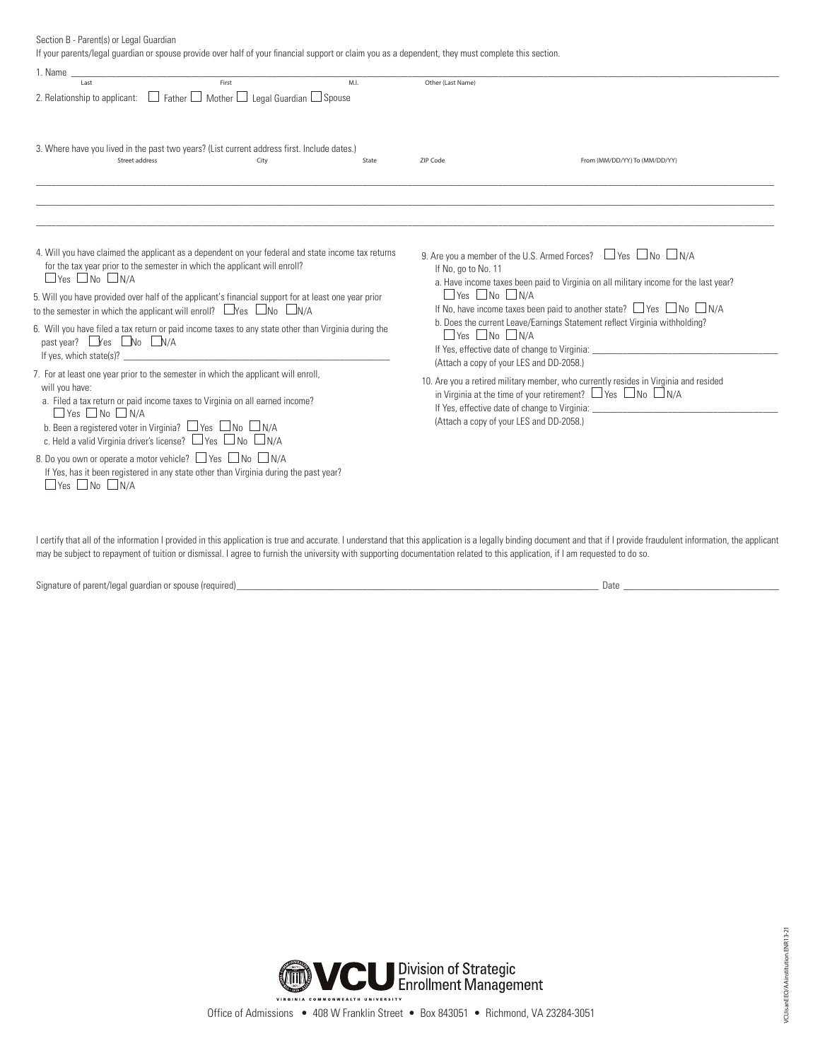Section B - Parent(s) or Legal Guardian

If your parents/legal guardian or spouse provide over half of your financial support or claim you as a dependent, they must complete this section.

1. Name ______________________________________________________________________________
Last   First   M.I.   Other (Last Name)

2. Relationship to applicant: ☐ Father ☐ Mother ☐ Legal Guardian ☐ Spouse

3. Where have you lived in the past two years? (List current address first. Include dates.)

| Street address | City | State | ZIP Code | From (MM/DD/YY) To (MM/DD/YY) |
|---|---|---|---|---|
| | | | | |
| | | | | |
| | | | | |

4. Will you have claimed the applicant as a dependent on your federal and state income tax returns for the tax year prior to the semester in which the applicant will enroll?
☐ Yes ☐ No ☐ N/A

5. Will you have provided over half of the applicant's financial support for at least one year prior to the semester in which the applicant will enroll? ☐ Yes ☐ No ☐ N/A

6. Will you have filed a tax return or paid income taxes to any state other than Virginia during the past year? ☐ Yes ☐ No ☐ N/A
If yes, which state(s)? ____________________________

7. For at least one year prior to the semester in which the applicant will enroll, will you have:
   a. Filed a tax return or paid income taxes to Virginia on all earned income?
   ☐ Yes ☐ No ☐ N/A
   b. Been a registered voter in Virginia? ☐ Yes ☐ No ☐ N/A
   c. Held a valid Virginia driver's license? ☐ Yes ☐ No ☐ N/A

8. Do you own or operate a motor vehicle? ☐ Yes ☐ No ☐ N/A
If Yes, has it been registered in any state other than Virginia during the past year?
☐ Yes ☐ No ☐ N/A

9. Are you a member of the U.S. Armed Forces? ☐ Yes ☐ No ☐ N/A
If No, go to No. 11
   a. Have income taxes been paid to Virginia on all military income for the last year?
   ☐ Yes ☐ No ☐ N/A
   If No, have income taxes been paid to another state? ☐ Yes ☐ No ☐ N/A
   b. Does the current Leave/Earnings Statement reflect Virginia withholding?
   ☐ Yes ☐ No ☐ N/A
   If Yes, effective date of change to Virginia: ____________________________
   (Attach a copy of your LES and DD-2058.)

10. Are you a retired military member, who currently resides in Virginia and resided in Virginia at the time of your retirement? ☐ Yes ☐ No ☐ N/A
If Yes, effective date of change to Virginia: ____________________________
(Attach a copy of your LES and DD-2058.)

I certify that all of the information I provided in this application is true and accurate. I understand that this application is a legally binding document and that if I provide fraudulent information, the applicant may be subject to repayment of tuition or dismissal. I agree to furnish the university with supporting documentation related to this application, if I am requested to do so.

Signature of parent/legal guardian or spouse (required)____________________________ Date ____________________

VCU Division of Strategic Enrollment Management

VIRGINIA COMMONWEALTH UNIVERSITY

Office of Admissions • 408 W Franklin Street • Box 843051 • Richmond, VA 23284-3051

VCUisanEEO/AAinstitution.ENR13-21